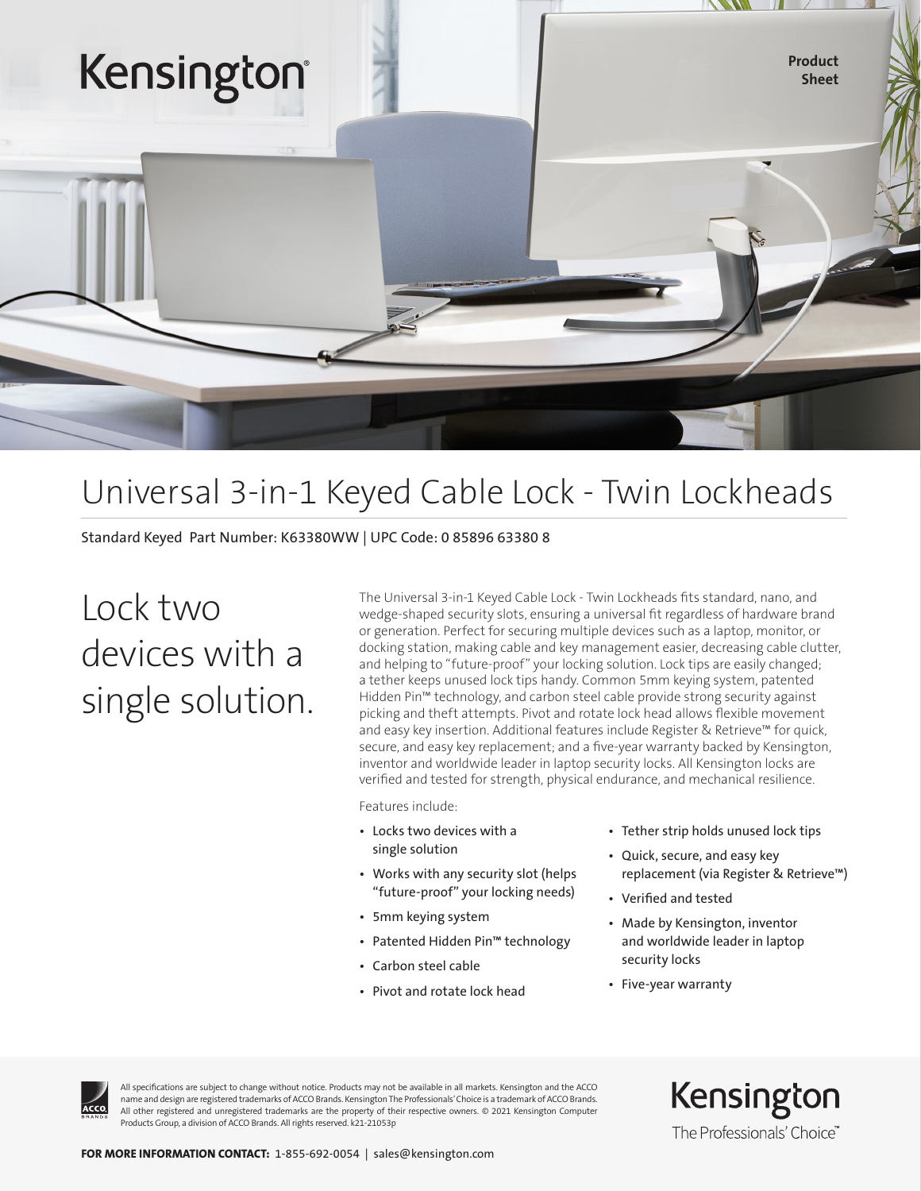Kensington

Product Sheet

# Universal 3-in-1 Keyed Cable Lock - Twin Lockheads

Standard Keyed Part Number: K63380WW | UPC Code: 0 85896 63380 8

## Lock two devices with a single solution.

The Universal 3-in-1 Keyed Cable Lock - Twin Lockheads fits standard, nano, and wedge-shaped security slots, ensuring a universal fit regardless of hardware brand or generation. Perfect for securing multiple devices such as a laptop, monitor, or docking station, making cable and key management easier, decreasing cable clutter, and helping to "future-proof" your locking solution. Lock tips are easily changed; a tether keeps unused lock tips handy. Common 5mm keying system, patented Hidden Pin™ technology, and carbon steel cable provide strong security against picking and theft attempts. Pivot and rotate lock head allows flexible movement and easy key insertion. Additional features include Register & Retrieve™ for quick, secure, and easy key replacement; and a five-year warranty backed by Kensington, inventor and worldwide leader in laptop security locks. All Kensington locks are verified and tested for strength, physical endurance, and mechanical resilience.

Features include:

- Locks two devices with a single solution
- Works with any security slot (helps "future-proof" your locking needs)
- 5mm keying system
- Patented Hidden Pin™ technology
- Carbon steel cable
- Pivot and rotate lock head
- Tether strip holds unused lock tips
- Quick, secure, and easy key replacement (via Register & Retrieve™)
- Verified and tested
- Made by Kensington, inventor and worldwide leader in laptop security locks
- Five-year warranty

All specifications are subject to change without notice. Products may not be available in all markets. Kensington and the ACCO name and design are registered trademarks of ACCO Brands. Kensington The Professionals' Choice is a trademark of ACCO Brands. All other registered and unregistered trademarks are the property of their respective owners. © 2021 Kensington Computer Products Group, a division of ACCO Brands. All rights reserved. k21-21053p

Kensington
The Professionals' Choice™

**FOR MORE INFORMATION CONTACT:** 1-855-692-0054 | sales@kensington.com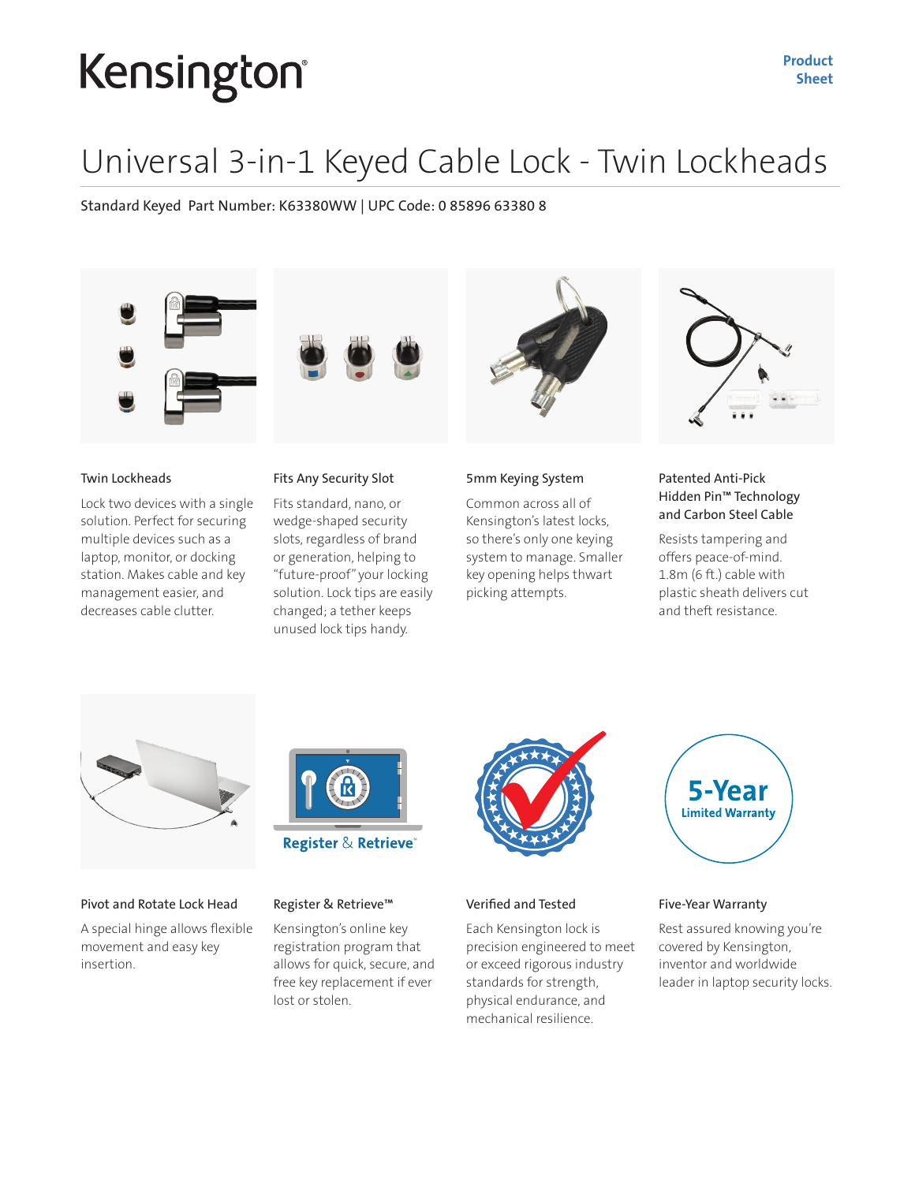# Kensington

Product Sheet

# Universal 3-in-1 Keyed Cable Lock - Twin Lockheads

Standard Keyed Part Number: K63380WW | UPC Code: 0 85896 63380 8

### Twin Lockheads

Lock two devices with a single solution. Perfect for securing multiple devices such as a laptop, monitor, or docking station. Makes cable and key management easier, and decreases cable clutter.

### Fits Any Security Slot

Fits standard, nano, or wedge-shaped security slots, regardless of brand or generation, helping to "future-proof" your locking solution. Lock tips are easily changed; a tether keeps unused lock tips handy.

### 5mm Keying System

Common across all of Kensington's latest locks, so there's only one keying system to manage. Smaller key opening helps thwart picking attempts.

### Patented Anti-Pick Hidden Pin™ Technology and Carbon Steel Cable

Resists tampering and offers peace-of-mind. 1.8m (6 ft.) cable with plastic sheath delivers cut and theft resistance.

### Pivot and Rotate Lock Head

A special hinge allows flexible movement and easy key insertion.

### Register & Retrieve™

Kensington's online key registration program that allows for quick, secure, and free key replacement if ever lost or stolen.

### Verified and Tested

Each Kensington lock is precision engineered to meet or exceed rigorous industry standards for strength, physical endurance, and mechanical resilience.

### Five-Year Warranty

Rest assured knowing you're covered by Kensington, inventor and worldwide leader in laptop security locks.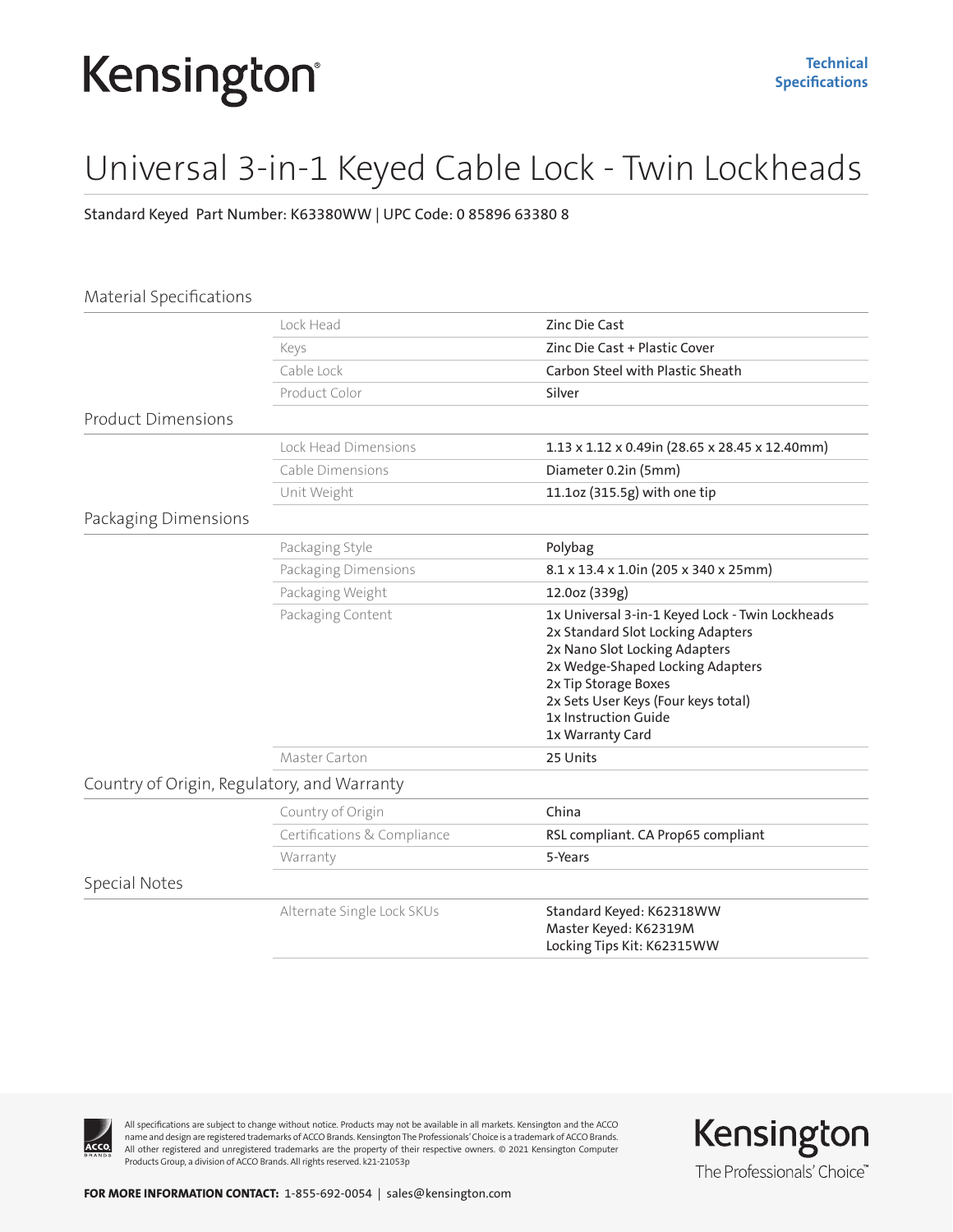Technical Specifications

# Universal 3-in-1 Keyed Cable Lock - Twin Lockheads

Standard Keyed Part Number: K63380WW | UPC Code: 0 85896 63380 8

## Material Specifications

| | |
|---|---|
| Lock Head | Zinc Die Cast |
| Keys | Zinc Die Cast + Plastic Cover |
| Cable Lock | Carbon Steel with Plastic Sheath |
| Product Color | Silver |

## Product Dimensions

| | |
|---|---|
| Lock Head Dimensions | 1.13 x 1.12 x 0.49in (28.65 x 28.45 x 12.40mm) |
| Cable Dimensions | Diameter 0.2in (5mm) |
| Unit Weight | 11.1oz (315.5g) with one tip |

## Packaging Dimensions

| | |
|---|---|
| Packaging Style | Polybag |
| Packaging Dimensions | 8.1 x 13.4 x 1.0in (205 x 340 x 25mm) |
| Packaging Weight | 12.0oz (339g) |
| Packaging Content | 1x Universal 3-in-1 Keyed Lock - Twin Lockheads<br>2x Standard Slot Locking Adapters<br>2x Nano Slot Locking Adapters<br>2x Wedge-Shaped Locking Adapters<br>2x Tip Storage Boxes<br>2x Sets User Keys (Four keys total)<br>1x Instruction Guide<br>1x Warranty Card |
| Master Carton | 25 Units |

## Country of Origin, Regulatory, and Warranty

| | |
|---|---|
| Country of Origin | China |
| Certifications & Compliance | RSL compliant. CA Prop65 compliant |
| Warranty | 5-Years |

## Special Notes

| | |
|---|---|
| Alternate Single Lock SKUs | Standard Keyed: K62318WW<br>Master Keyed: K62319M<br>Locking Tips Kit: K62315WW |

All specifications are subject to change without notice. Products may not be available in all markets. Kensington and the ACCO name and design are registered trademarks of ACCO Brands. Kensington The Professionals' Choice is a trademark of ACCO Brands. All other registered and unregistered trademarks are the property of their respective owners. © 2021 Kensington Computer Products Group, a division of ACCO Brands. All rights reserved. k21-21053p

Kensington The Professionals' Choice™

**FOR MORE INFORMATION CONTACT:** 1-855-692-0054 | sales@kensington.com